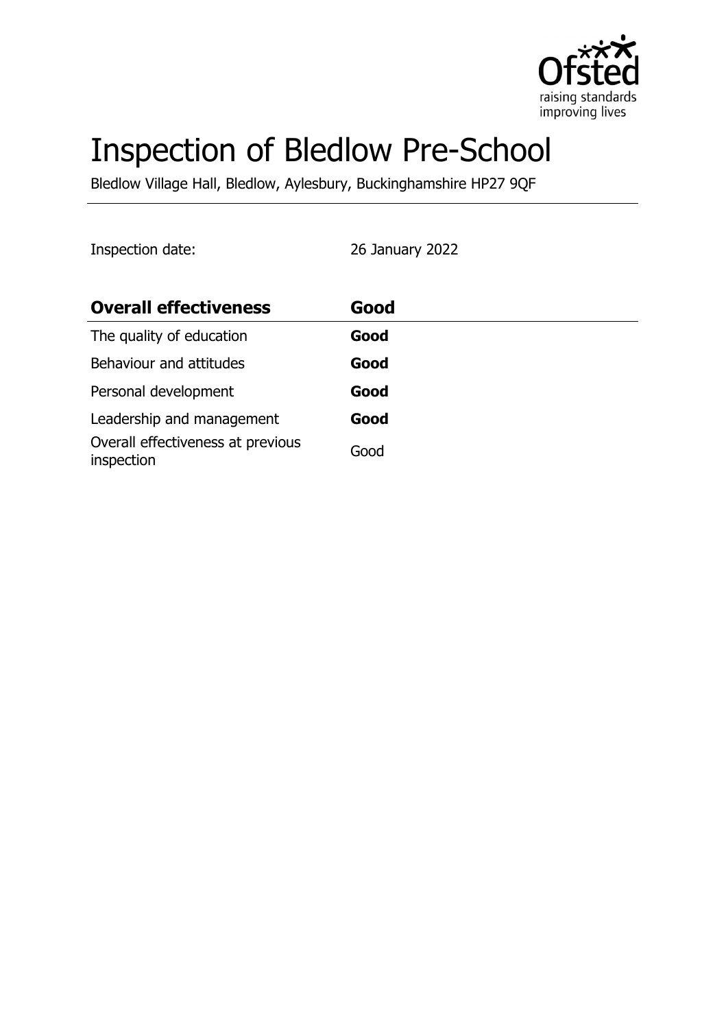# Inspection of Bledlow Pre-School

Bledlow Village Hall, Bledlow, Aylesbury, Buckinghamshire HP27 9QF

Inspection date: 26 January 2022

| **Overall effectiveness** | **Good** |
| --- | --- |
| The quality of education | **Good** |
| Behaviour and attitudes | **Good** |
| Personal development | **Good** |
| Leadership and management | **Good** |
| Overall effectiveness at previous inspection | Good |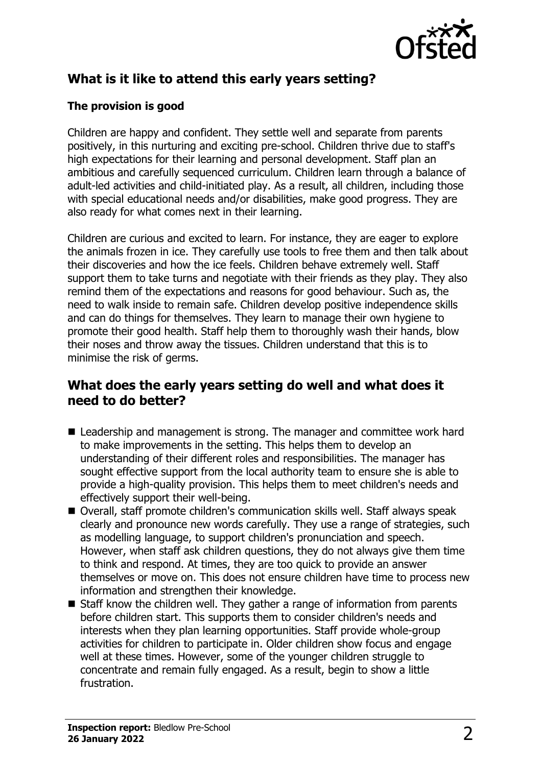## What is it like to attend this early years setting?

### The provision is good

Children are happy and confident. They settle well and separate from parents positively, in this nurturing and exciting pre-school. Children thrive due to staff's high expectations for their learning and personal development. Staff plan an ambitious and carefully sequenced curriculum. Children learn through a balance of adult-led activities and child-initiated play. As a result, all children, including those with special educational needs and/or disabilities, make good progress. They are also ready for what comes next in their learning.

Children are curious and excited to learn. For instance, they are eager to explore the animals frozen in ice. They carefully use tools to free them and then talk about their discoveries and how the ice feels. Children behave extremely well. Staff support them to take turns and negotiate with their friends as they play. They also remind them of the expectations and reasons for good behaviour. Such as, the need to walk inside to remain safe. Children develop positive independence skills and can do things for themselves. They learn to manage their own hygiene to promote their good health. Staff help them to thoroughly wash their hands, blow their noses and throw away the tissues. Children understand that this is to minimise the risk of germs.

## What does the early years setting do well and what does it need to do better?

- Leadership and management is strong. The manager and committee work hard to make improvements in the setting. This helps them to develop an understanding of their different roles and responsibilities. The manager has sought effective support from the local authority team to ensure she is able to provide a high-quality provision. This helps them to meet children's needs and effectively support their well-being.
- Overall, staff promote children's communication skills well. Staff always speak clearly and pronounce new words carefully. They use a range of strategies, such as modelling language, to support children's pronunciation and speech. However, when staff ask children questions, they do not always give them time to think and respond. At times, they are too quick to provide an answer themselves or move on. This does not ensure children have time to process new information and strengthen their knowledge.
- Staff know the children well. They gather a range of information from parents before children start. This supports them to consider children's needs and interests when they plan learning opportunities. Staff provide whole-group activities for children to participate in. Older children show focus and engage well at these times. However, some of the younger children struggle to concentrate and remain fully engaged. As a result, begin to show a little frustration.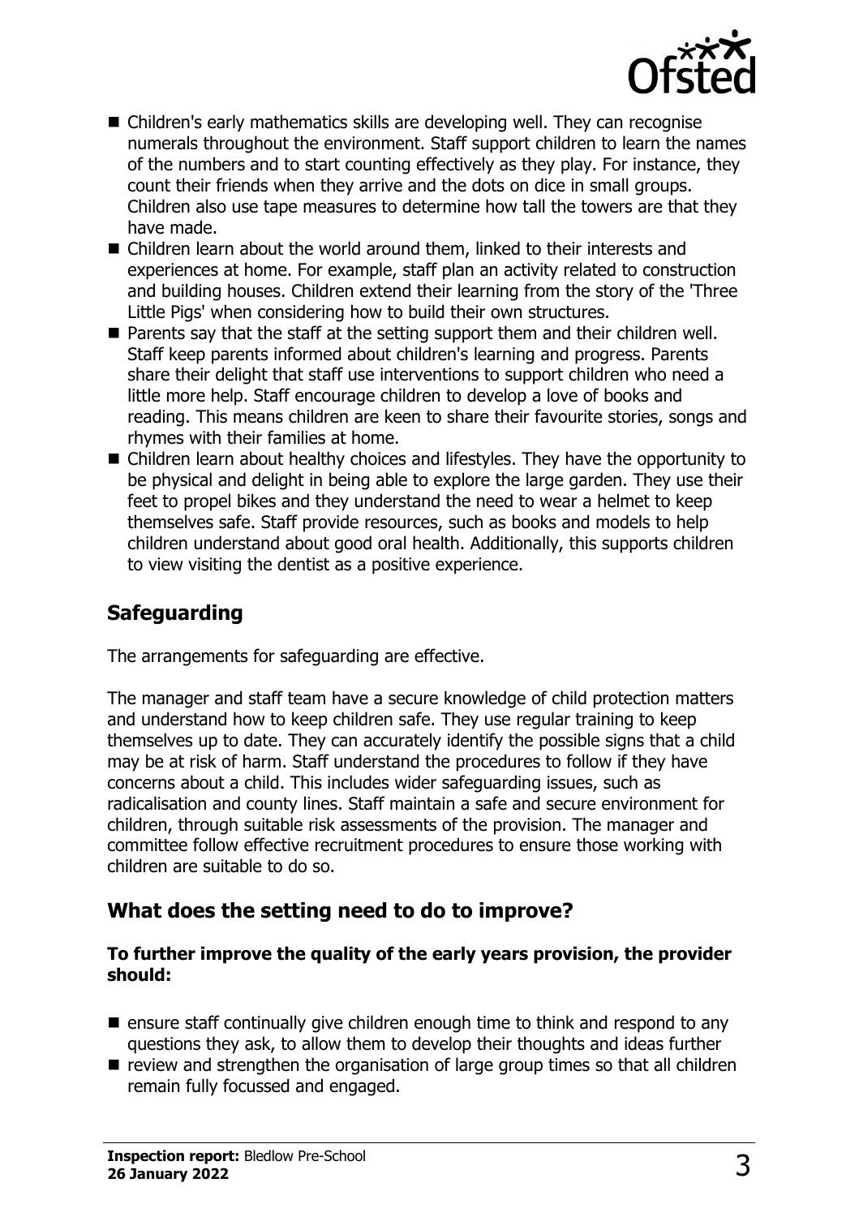- Children's early mathematics skills are developing well. They can recognise numerals throughout the environment. Staff support children to learn the names of the numbers and to start counting effectively as they play. For instance, they count their friends when they arrive and the dots on dice in small groups. Children also use tape measures to determine how tall the towers are that they have made.
- Children learn about the world around them, linked to their interests and experiences at home. For example, staff plan an activity related to construction and building houses. Children extend their learning from the story of the 'Three Little Pigs' when considering how to build their own structures.
- Parents say that the staff at the setting support them and their children well. Staff keep parents informed about children's learning and progress. Parents share their delight that staff use interventions to support children who need a little more help. Staff encourage children to develop a love of books and reading. This means children are keen to share their favourite stories, songs and rhymes with their families at home.
- Children learn about healthy choices and lifestyles. They have the opportunity to be physical and delight in being able to explore the large garden. They use their feet to propel bikes and they understand the need to wear a helmet to keep themselves safe. Staff provide resources, such as books and models to help children understand about good oral health. Additionally, this supports children to view visiting the dentist as a positive experience.

## Safeguarding

The arrangements for safeguarding are effective.

The manager and staff team have a secure knowledge of child protection matters and understand how to keep children safe. They use regular training to keep themselves up to date. They can accurately identify the possible signs that a child may be at risk of harm. Staff understand the procedures to follow if they have concerns about a child. This includes wider safeguarding issues, such as radicalisation and county lines. Staff maintain a safe and secure environment for children, through suitable risk assessments of the provision. The manager and committee follow effective recruitment procedures to ensure those working with children are suitable to do so.

## What does the setting need to do to improve?

**To further improve the quality of the early years provision, the provider should:**

- ensure staff continually give children enough time to think and respond to any questions they ask, to allow them to develop their thoughts and ideas further
- review and strengthen the organisation of large group times so that all children remain fully focussed and engaged.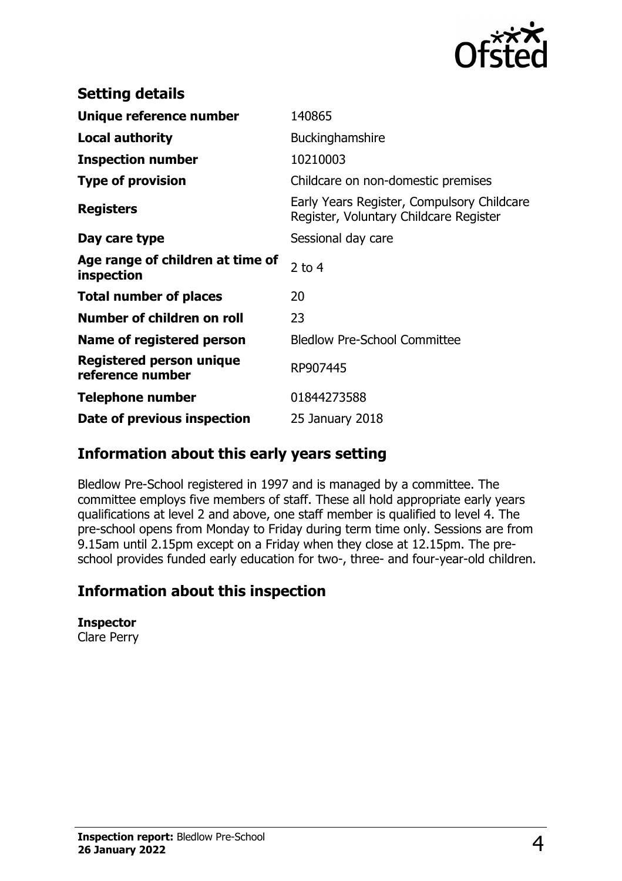## Setting details

| | |
|---|---|
| **Unique reference number** | 140865 |
| **Local authority** | Buckinghamshire |
| **Inspection number** | 10210003 |
| **Type of provision** | Childcare on non-domestic premises |
| **Registers** | Early Years Register, Compulsory Childcare Register, Voluntary Childcare Register |
| **Day care type** | Sessional day care |
| **Age range of children at time of inspection** | 2 to 4 |
| **Total number of places** | 20 |
| **Number of children on roll** | 23 |
| **Name of registered person** | Bledlow Pre-School Committee |
| **Registered person unique reference number** | RP907445 |
| **Telephone number** | 01844273588 |
| **Date of previous inspection** | 25 January 2018 |

## Information about this early years setting

Bledlow Pre-School registered in 1997 and is managed by a committee. The committee employs five members of staff. These all hold appropriate early years qualifications at level 2 and above, one staff member is qualified to level 4. The pre-school opens from Monday to Friday during term time only. Sessions are from 9.15am until 2.15pm except on a Friday when they close at 12.15pm. The pre-school provides funded early education for two-, three- and four-year-old children.

## Information about this inspection

**Inspector**
Clare Perry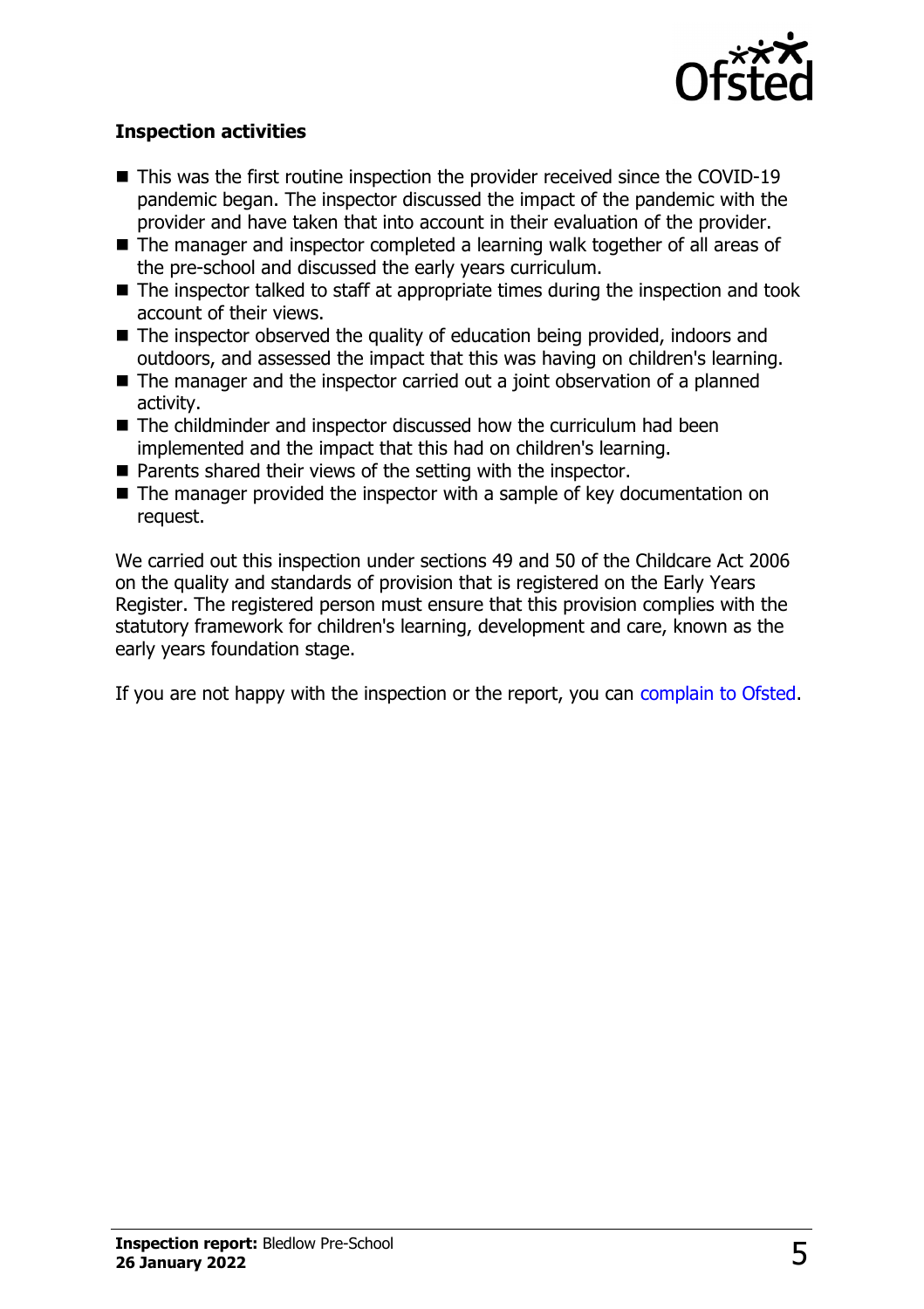**Inspection activities**

- This was the first routine inspection the provider received since the COVID-19 pandemic began. The inspector discussed the impact of the pandemic with the provider and have taken that into account in their evaluation of the provider.
- The manager and inspector completed a learning walk together of all areas of the pre-school and discussed the early years curriculum.
- The inspector talked to staff at appropriate times during the inspection and took account of their views.
- The inspector observed the quality of education being provided, indoors and outdoors, and assessed the impact that this was having on children's learning.
- The manager and the inspector carried out a joint observation of a planned activity.
- The childminder and inspector discussed how the curriculum had been implemented and the impact that this had on children's learning.
- Parents shared their views of the setting with the inspector.
- The manager provided the inspector with a sample of key documentation on request.

We carried out this inspection under sections 49 and 50 of the Childcare Act 2006 on the quality and standards of provision that is registered on the Early Years Register. The registered person must ensure that this provision complies with the statutory framework for children's learning, development and care, known as the early years foundation stage.

If you are not happy with the inspection or the report, you can complain to Ofsted.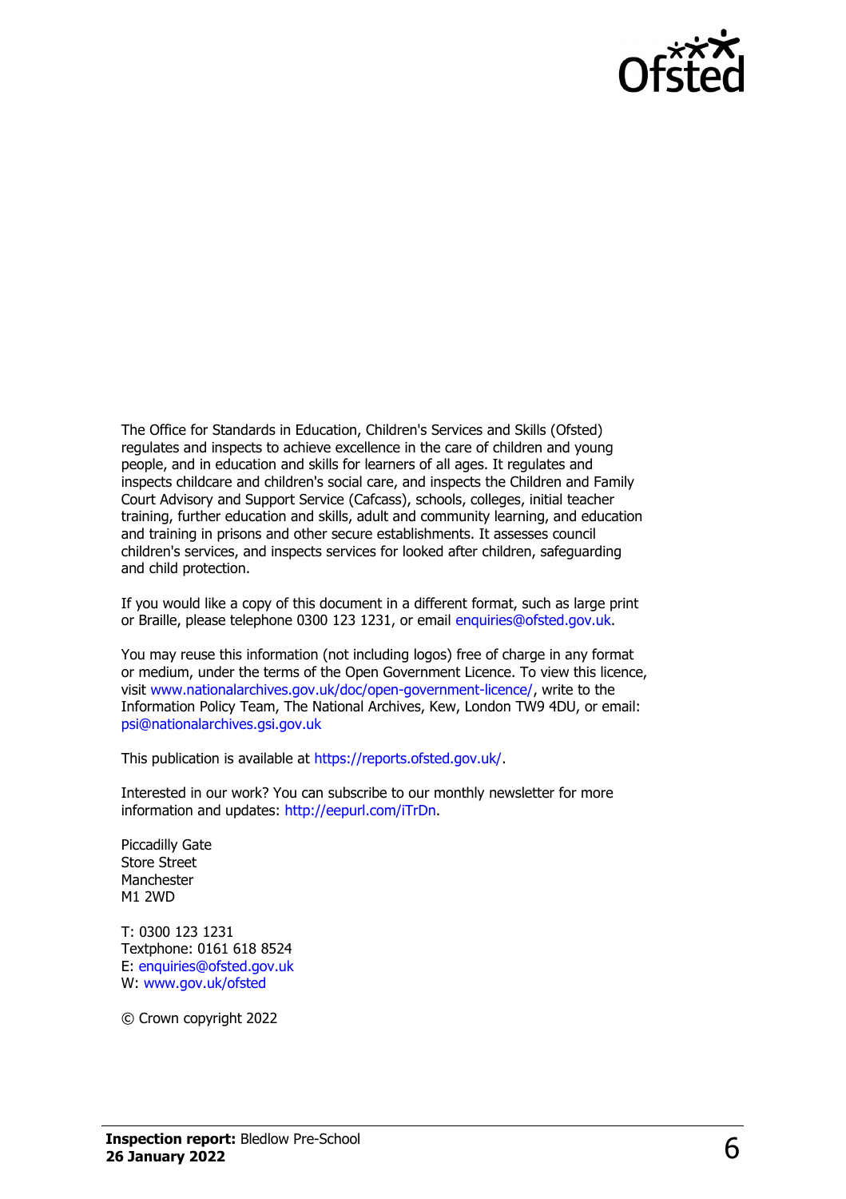The Office for Standards in Education, Children's Services and Skills (Ofsted) regulates and inspects to achieve excellence in the care of children and young people, and in education and skills for learners of all ages. It regulates and inspects childcare and children's social care, and inspects the Children and Family Court Advisory and Support Service (Cafcass), schools, colleges, initial teacher training, further education and skills, adult and community learning, and education and training in prisons and other secure establishments. It assesses council children's services, and inspects services for looked after children, safeguarding and child protection.

If you would like a copy of this document in a different format, such as large print or Braille, please telephone 0300 123 1231, or email enquiries@ofsted.gov.uk.

You may reuse this information (not including logos) free of charge in any format or medium, under the terms of the Open Government Licence. To view this licence, visit www.nationalarchives.gov.uk/doc/open-government-licence/, write to the Information Policy Team, The National Archives, Kew, London TW9 4DU, or email: psi@nationalarchives.gsi.gov.uk

This publication is available at https://reports.ofsted.gov.uk/.

Interested in our work? You can subscribe to our monthly newsletter for more information and updates: http://eepurl.com/iTrDn.

Piccadilly Gate
Store Street
Manchester
M1 2WD

T: 0300 123 1231
Textphone: 0161 618 8524
E: enquiries@ofsted.gov.uk
W: www.gov.uk/ofsted

© Crown copyright 2022